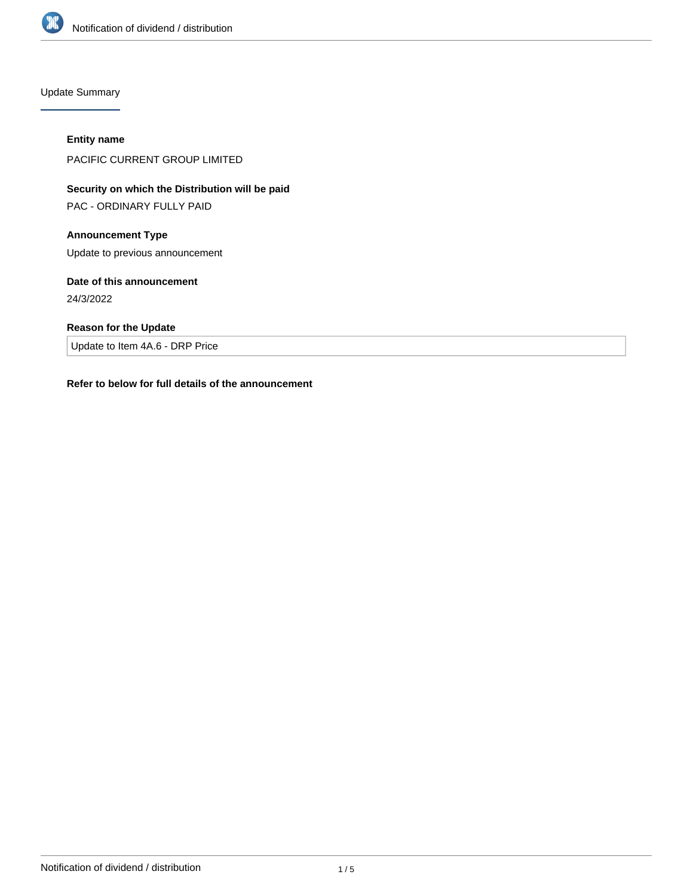## Update Summary

**Entity name**

PACIFIC CURRENT GROUP LIMITED

**Security on which the Distribution will be paid**

PAC - ORDINARY FULLY PAID

**Announcement Type**

Update to previous announcement

**Date of this announcement**

24/3/2022

**Reason for the Update**

Update to Item 4A.6 - DRP Price

**Refer to below for full details of the announcement**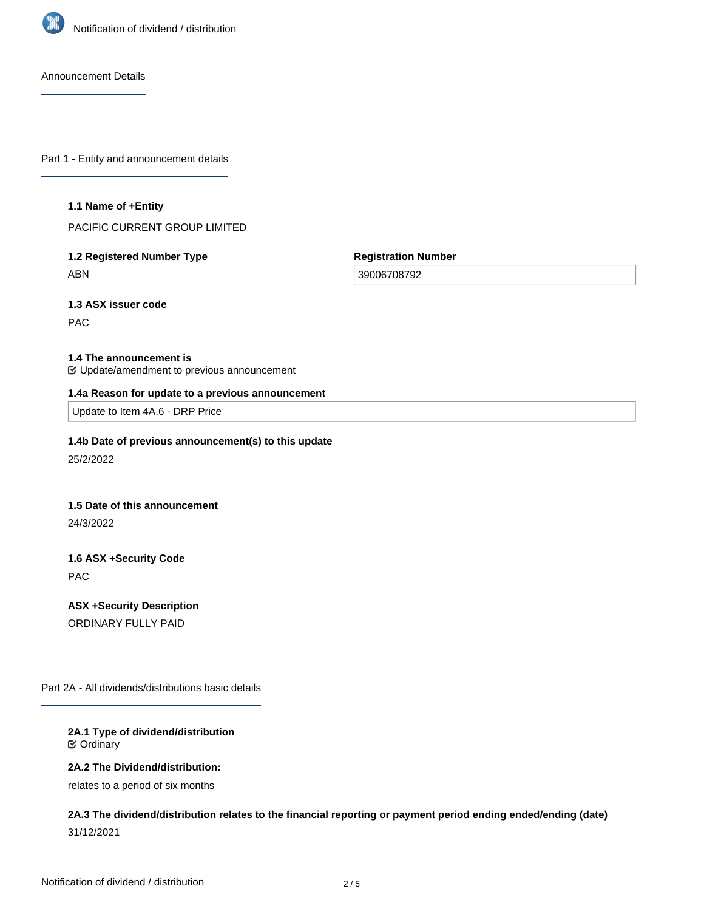Announcement Details

## Part 1 - Entity and announcement details

**1.1 Name of +Entity**

PACIFIC CURRENT GROUP LIMITED

**1.2 Registered Number Type**

ABN

**Registration Number**

39006708792

**1.3 ASX issuer code**

PAC

**1.4 The announcement is**

Update/amendment to previous announcement

**1.4a Reason for update to a previous announcement**

Update to Item 4A.6 - DRP Price

**1.4b Date of previous announcement(s) to this update**

25/2/2022

**1.5 Date of this announcement**

24/3/2022

**1.6 ASX +Security Code**

PAC

**ASX +Security Description**

ORDINARY FULLY PAID

## Part 2A - All dividends/distributions basic details

**2A.1 Type of dividend/distribution**

Ordinary

**2A.2 The Dividend/distribution:**

relates to a period of six months

**2A.3 The dividend/distribution relates to the financial reporting or payment period ending ended/ending (date)**

31/12/2021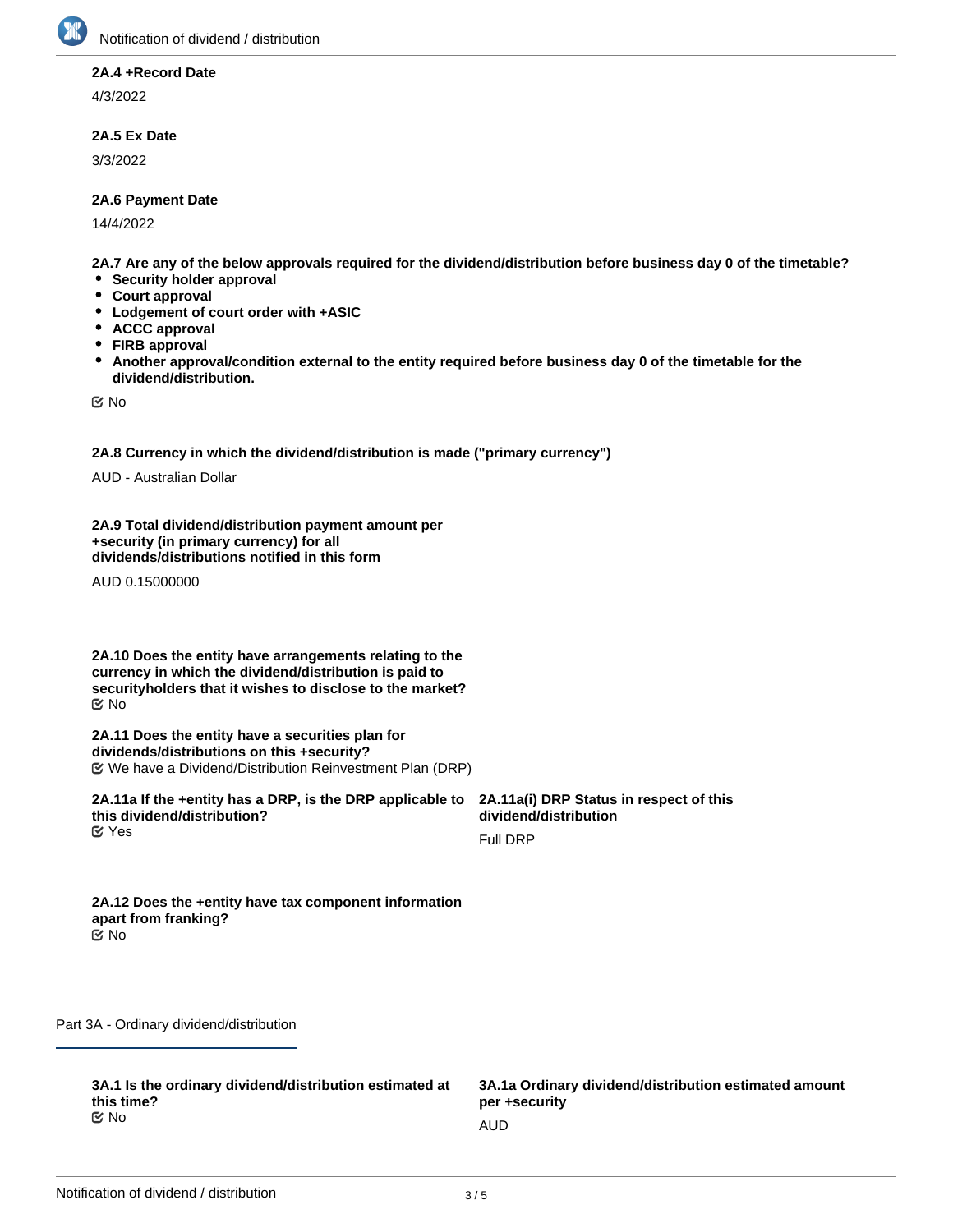**2A.4 +Record Date**

4/3/2022

**2A.5 Ex Date**

3/3/2022

**2A.6 Payment Date**

14/4/2022

**2A.7 Are any of the below approvals required for the dividend/distribution before business day 0 of the timetable?**

- **Security holder approval**
- **Court approval**
- **Lodgement of court order with +ASIC**
- **ACCC approval**
- **FIRB approval**
- **Another approval/condition external to the entity required before business day 0 of the timetable for the dividend/distribution.**

☑ No

**2A.8 Currency in which the dividend/distribution is made ("primary currency")**

AUD - Australian Dollar

**2A.9 Total dividend/distribution payment amount per +security (in primary currency) for all dividends/distributions notified in this form**

AUD 0.15000000

**2A.10 Does the entity have arrangements relating to the currency in which the dividend/distribution is paid to securityholders that it wishes to disclose to the market?**

☑ No

**2A.11 Does the entity have a securities plan for dividends/distributions on this +security?**

☑ We have a Dividend/Distribution Reinvestment Plan (DRP)

**2A.11a If the +entity has a DRP, is the DRP applicable to this dividend/distribution?**

☑ Yes

**2A.11a(i) DRP Status in respect of this dividend/distribution**

Full DRP

**2A.12 Does the +entity have tax component information apart from franking?**

☑ No

## Part 3A - Ordinary dividend/distribution

**3A.1 Is the ordinary dividend/distribution estimated at this time?**

☑ No

**3A.1a Ordinary dividend/distribution estimated amount per +security**

AUD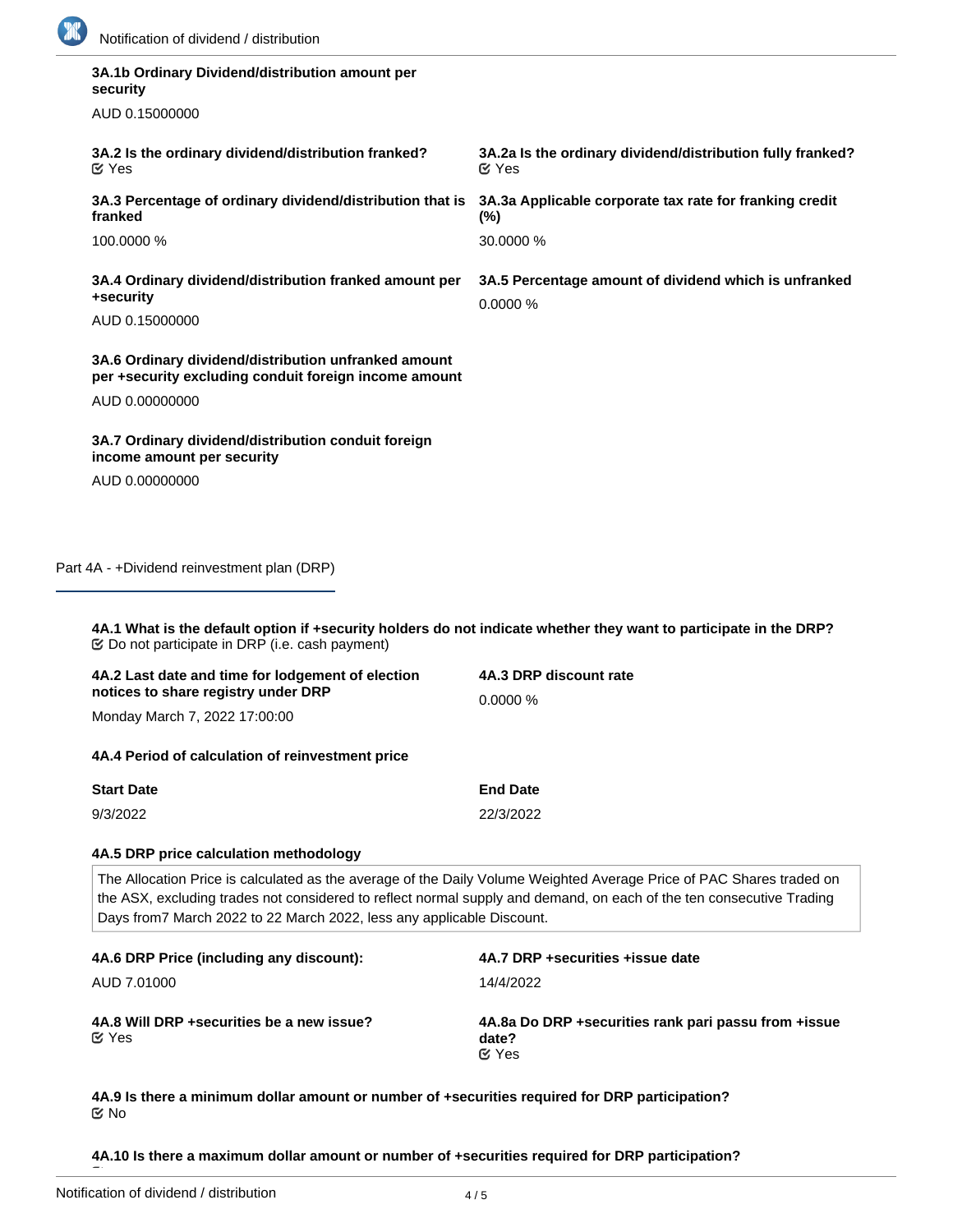**3A.1b Ordinary Dividend/distribution amount per security**

AUD 0.15000000

**3A.2 Is the ordinary dividend/distribution franked?**
☑ Yes

**3A.2a Is the ordinary dividend/distribution fully franked?**
☑ Yes

**3A.3 Percentage of ordinary dividend/distribution that is franked**

100.0000 %

**3A.3a Applicable corporate tax rate for franking credit (%)**

30.0000 %

**3A.4 Ordinary dividend/distribution franked amount per +security**

AUD 0.15000000

**3A.5 Percentage amount of dividend which is unfranked**

0.0000 %

**3A.6 Ordinary dividend/distribution unfranked amount per +security excluding conduit foreign income amount**

AUD 0.00000000

**3A.7 Ordinary dividend/distribution conduit foreign income amount per security**

AUD 0.00000000

## Part 4A - +Dividend reinvestment plan (DRP)

**4A.1 What is the default option if +security holders do not indicate whether they want to participate in the DRP?**
☑ Do not participate in DRP (i.e. cash payment)

**4A.2 Last date and time for lodgement of election notices to share registry under DRP**

Monday March 7, 2022 17:00:00

**4A.3 DRP discount rate**

0.0000 %

**4A.4 Period of calculation of reinvestment price**

| Start Date | End Date |
|---|---|
| 9/3/2022 | 22/3/2022 |

**4A.5 DRP price calculation methodology**

The Allocation Price is calculated as the average of the Daily Volume Weighted Average Price of PAC Shares traded on the ASX, excluding trades not considered to reflect normal supply and demand, on each of the ten consecutive Trading Days from7 March 2022 to 22 March 2022, less any applicable Discount.

**4A.6 DRP Price (including any discount):**

AUD 7.01000

**4A.7 DRP +securities +issue date**

14/4/2022

**4A.8 Will DRP +securities be a new issue?**
☑ Yes

**4A.8a Do DRP +securities rank pari passu from +issue date?**
☑ Yes

**4A.9 Is there a minimum dollar amount or number of +securities required for DRP participation?**
☑ No

**4A.10 Is there a maximum dollar amount or number of +securities required for DRP participation?**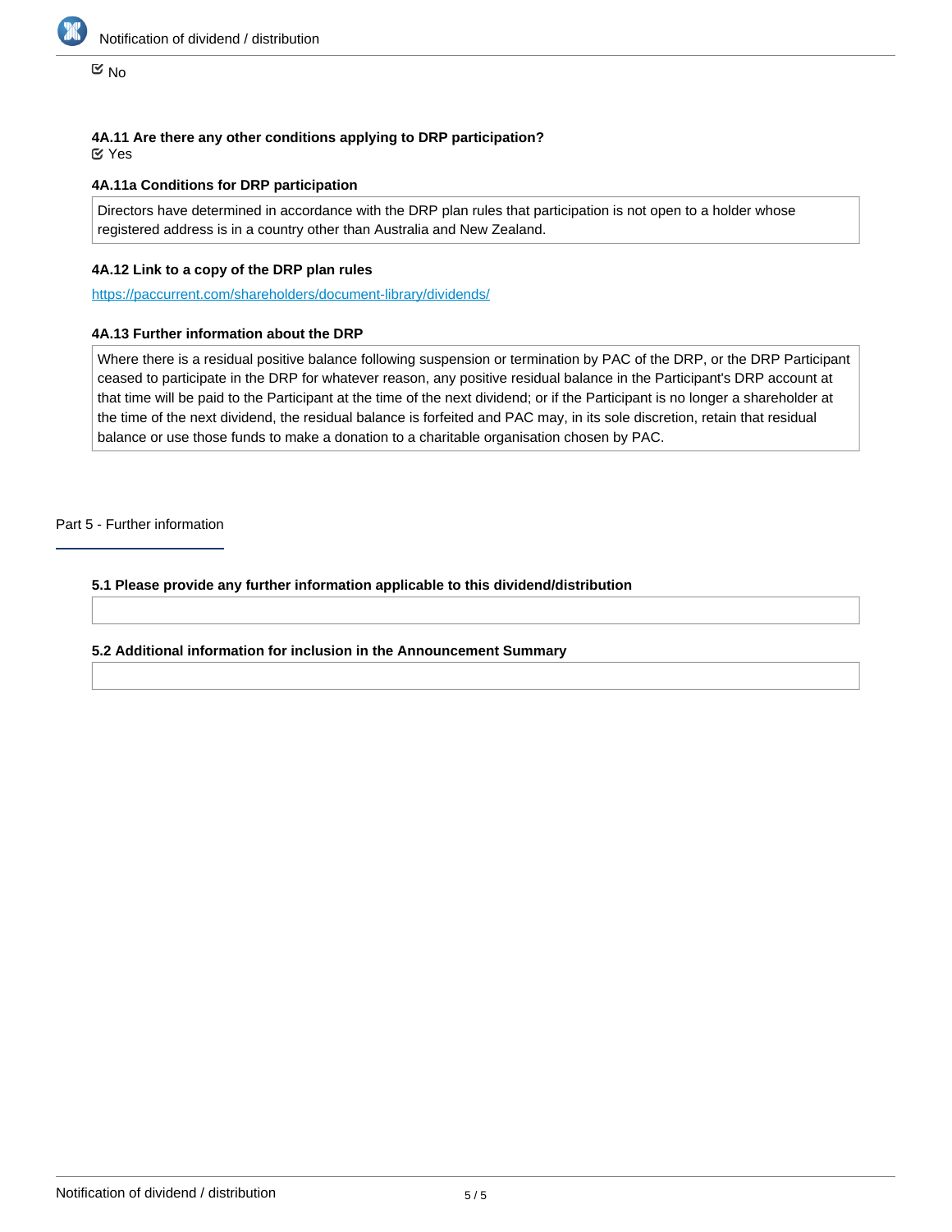☑ No

**4A.11 Are there any other conditions applying to DRP participation?**
☑ Yes

**4A.11a Conditions for DRP participation**

Directors have determined in accordance with the DRP plan rules that participation is not open to a holder whose registered address is in a country other than Australia and New Zealand.

**4A.12 Link to a copy of the DRP plan rules**

https://paccurrent.com/shareholders/document-library/dividends/

**4A.13 Further information about the DRP**

Where there is a residual positive balance following suspension or termination by PAC of the DRP, or the DRP Participant ceased to participate in the DRP for whatever reason, any positive residual balance in the Participant's DRP account at that time will be paid to the Participant at the time of the next dividend; or if the Participant is no longer a shareholder at the time of the next dividend, the residual balance is forfeited and PAC may, in its sole discretion, retain that residual balance or use those funds to make a donation to a charitable organisation chosen by PAC.

## Part 5 - Further information

**5.1 Please provide any further information applicable to this dividend/distribution**

**5.2 Additional information for inclusion in the Announcement Summary**